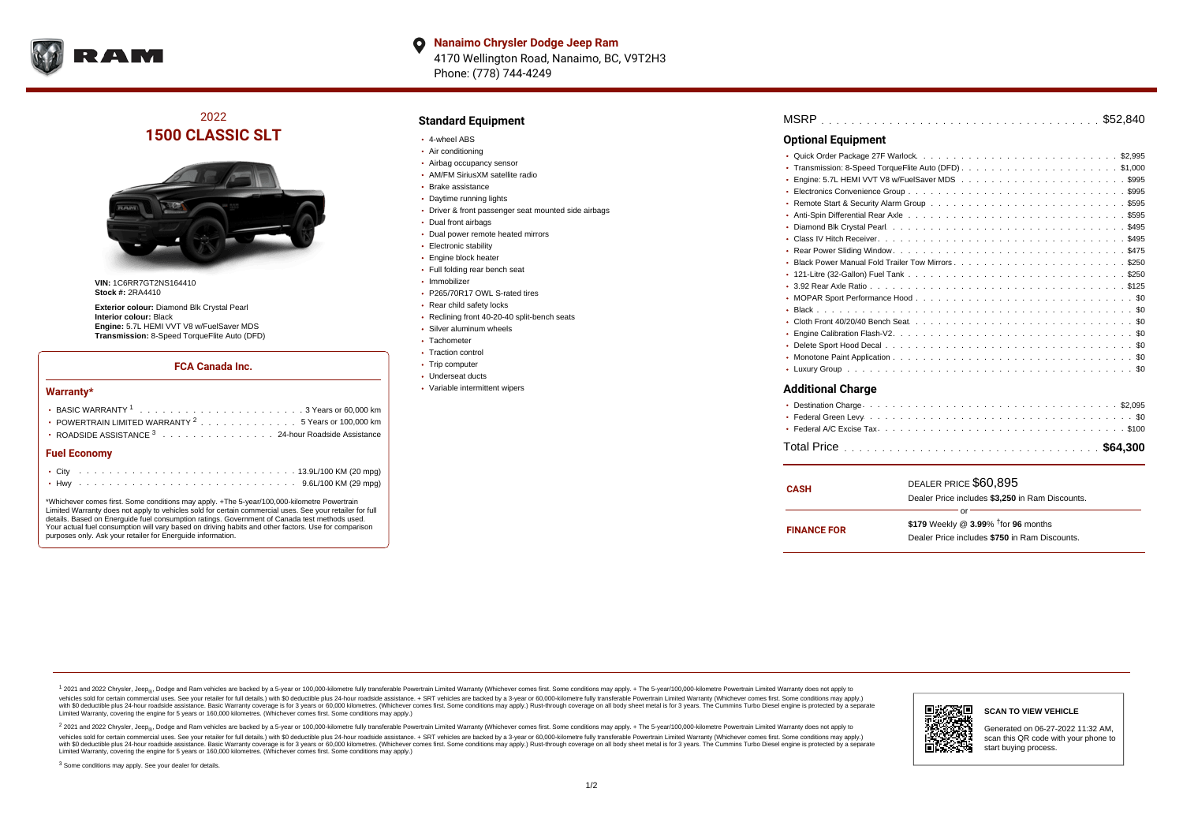**Nanaimo Chrysler Dodge Jeep Ram**
4170 Wellington Road, Nanaimo, BC, V9T2H3
Phone: (778) 744-4249

## 2022
# 1500 CLASSIC SLT

**VIN:** 1C6RR7GT2NS164410
**Stock #:** 2RA4410

**Exterior colour:** Diamond Blk Crystal Pearl
**Interior colour:** Black
**Engine:** 5.7L HEMI VVT V8 w/FuelSaver MDS
**Transmission:** 8-Speed TorqueFlite Auto (DFD)

### FCA Canada Inc.

#### Warranty*

- BASIC WARRANTY [1] ........ 3 Years or 60,000 km
- POWERTRAIN LIMITED WARRANTY [2] ........ 5 Years or 100,000 km
- ROADSIDE ASSISTANCE [3] ........ 24-hour Roadside Assistance

#### Fuel Economy

- City ........ 13.9L/100 KM (20 mpg)
- Hwy ........ 9.6L/100 KM (29 mpg)

*Whichever comes first. Some conditions may apply. +The 5-year/100,000-kilometre Powertrain Limited Warranty does not apply to vehicles sold for certain commercial uses. See your retailer for full details. Based on Energuide fuel consumption ratings. Government of Canada test methods used. Your actual fuel consumption will vary based on driving habits and other factors. Use for comparison purposes only. Ask your retailer for Energuide information.

## Standard Equipment

- 4-wheel ABS
- Air conditioning
- Airbag occupancy sensor
- AM/FM SiriusXM satellite radio
- Brake assistance
- Daytime running lights
- Driver & front passenger seat mounted side airbags
- Dual front airbags
- Dual power remote heated mirrors
- Electronic stability
- Engine block heater
- Full folding rear bench seat
- Immobilizer
- P265/70R17 OWL S-rated tires
- Rear child safety locks
- Reclining front 40-20-40 split-bench seats
- Silver aluminum wheels
- Tachometer
- Traction control
- Trip computer
- Underseat ducts
- Variable intermittent wipers

**MSRP** ........ $52,840

## Optional Equipment

- Quick Order Package 27F Warlock ........ $2,995
- Transmission: 8-Speed TorqueFlite Auto (DFD) ........ $1,000
- Engine: 5.7L HEMI VVT V8 w/FuelSaver MDS ........ $995
- Electronics Convenience Group ........ $995
- Remote Start & Security Alarm Group ........ $595
- Anti-Spin Differential Rear Axle ........ $595
- Diamond Blk Crystal Pearl ........ $495
- Class IV Hitch Receiver ........ $495
- Rear Power Sliding Window ........ $475
- Black Power Manual Fold Trailer Tow Mirrors ........ $250
- 121-Litre (32-Gallon) Fuel Tank ........ $250
- 3.92 Rear Axle Ratio ........ $125
- MOPAR Sport Performance Hood ........ $0
- Black ........ $0
- Cloth Front 40/20/40 Bench Seat ........ $0
- Engine Calibration Flash-V2 ........ $0
- Delete Sport Hood Decal ........ $0
- Monotone Paint Application ........ $0
- Luxury Group ........ $0

## Additional Charge

- Destination Charge ........ $2,095
- Federal Green Levy ........ $0
- Federal A/C Excise Tax ........ $100

**Total Price** ........ **$64,300**

| | |
|---|---|
| **CASH** | DEALER PRICE $60,895<br>Dealer Price includes **$3,250** in Ram Discounts. |
| | or |
| **FINANCE FOR** | **$179** Weekly @ **3.99**% †for **96** months<br>Dealer Price includes **$750** in Ram Discounts. |

[1] 2021 and 2022 Chrysler, Jeep®, Dodge and Ram vehicles are backed by a 5-year or 100,000-kilometre fully transferable Powertrain Limited Warranty (Whichever comes first. Some conditions may apply. + The 5-year/100,000-kilometre Powertrain Limited Warranty does not apply to vehicles sold for certain commercial uses. See your retailer for full details.) with $0 deductible plus 24-hour roadside assistance. + SRT vehicles are backed by a 3-year or 60,000-kilometre fully transferable Powertrain Limited Warranty (Whichever comes first. Some conditions may apply.) with $0 deductible plus 24-hour roadside assistance. Basic Warranty coverage is for 3 years or 60,000 kilometres. (Whichever comes first. Some conditions may apply.) Rust-through coverage on all body sheet metal is for 3 years. The Cummins Turbo Diesel engine is protected by a separate Limited Warranty, covering the engine for 5 years or 160,000 kilometres. (Whichever comes first. Some conditions may apply.)

[2] 2021 and 2022 Chrysler, Jeep®, Dodge and Ram vehicles are backed by a 5-year or 100,000-kilometre fully transferable Powertrain Limited Warranty (Whichever comes first. Some conditions may apply. + The 5-year/100,000-kilometre Powertrain Limited Warranty does not apply to vehicles sold for certain commercial uses. See your retailer for full details.) with $0 deductible plus 24-hour roadside assistance. + SRT vehicles are backed by a 3-year or 60,000-kilometre fully transferable Powertrain Limited Warranty (Whichever comes first. Some conditions may apply.) with $0 deductible plus 24-hour roadside assistance. Basic Warranty coverage is for 3 years or 60,000 kilometres. (Whichever comes first. Some conditions may apply.) Rust-through coverage on all body sheet metal is for 3 years. The Cummins Turbo Diesel engine is protected by a separate Limited Warranty, covering the engine for 5 years or 160,000 kilometres. (Whichever comes first. Some conditions may apply.)

[3] Some conditions may apply. See your dealer for details.

**SCAN TO VIEW VEHICLE**

Generated on 06-27-2022 11:32 AM, scan this QR code with your phone to start buying process.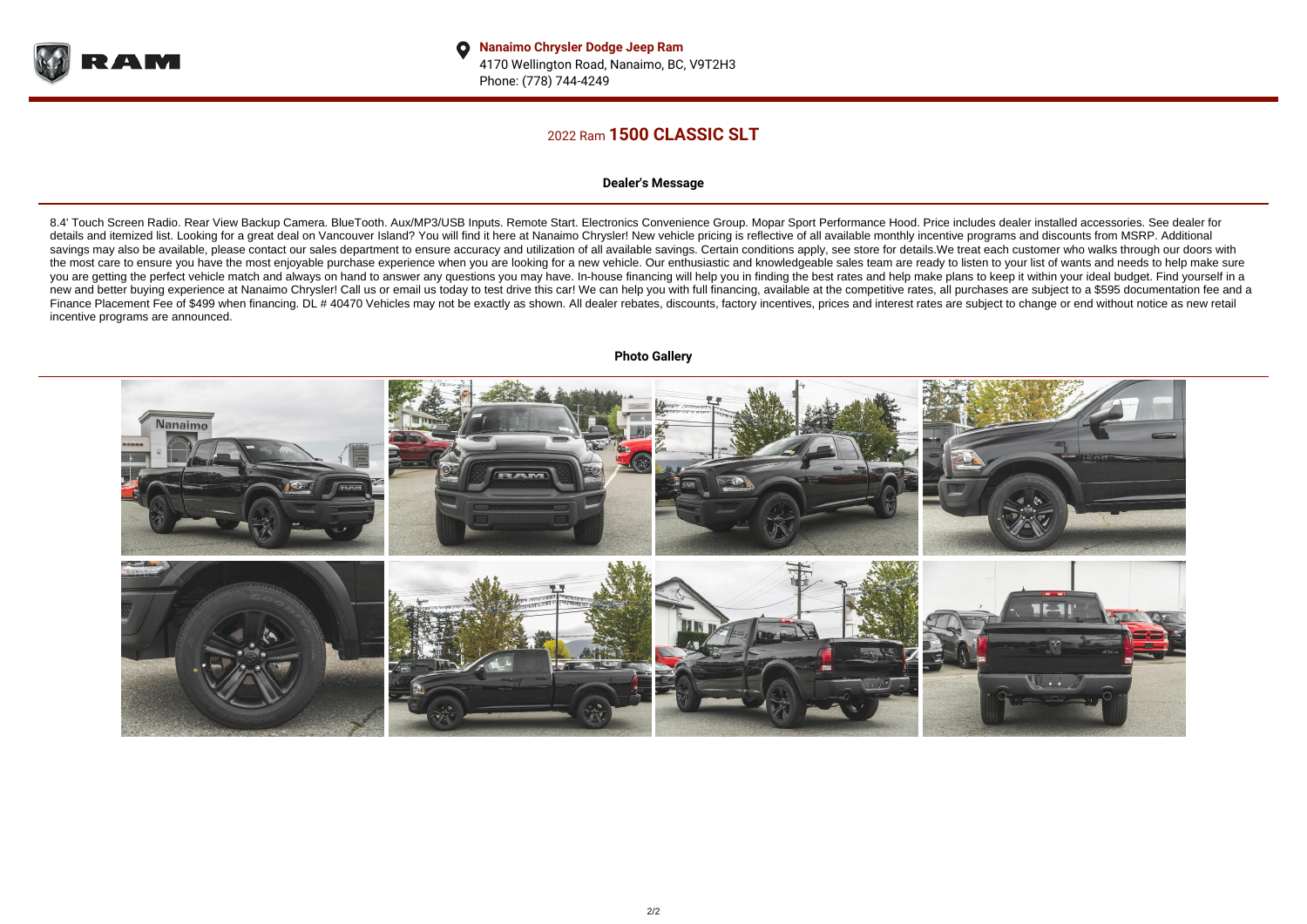**Nanaimo Chrysler Dodge Jeep Ram**
4170 Wellington Road, Nanaimo, BC, V9T2H3
Phone: (778) 744-4249

# 2022 Ram **1500 CLASSIC SLT**

## Dealer's Message

8.4' Touch Screen Radio. Rear View Backup Camera. BlueTooth. Aux/MP3/USB Inputs. Remote Start. Electronics Convenience Group. Mopar Sport Performance Hood. Price includes dealer installed accessories. See dealer for details and itemized list. Looking for a great deal on Vancouver Island? You will find it here at Nanaimo Chrysler! New vehicle pricing is reflective of all available monthly incentive programs and discounts from MSRP. Additional savings may also be available, please contact our sales department to ensure accuracy and utilization of all available savings. Certain conditions apply, see store for details.We treat each customer who walks through our doors with the most care to ensure you have the most enjoyable purchase experience when you are looking for a new vehicle. Our enthusiastic and knowledgeable sales team are ready to listen to your list of wants and needs to help make sure you are getting the perfect vehicle match and always on hand to answer any questions you may have. In-house financing will help you in finding the best rates and help make plans to keep it within your ideal budget. Find yourself in a new and better buying experience at Nanaimo Chrysler! Call us or email us today to test drive this car! We can help you with full financing, available at the competitive rates, all purchases are subject to a $595 documentation fee and a Finance Placement Fee of $499 when financing. DL # 40470 Vehicles may not be exactly as shown. All dealer rebates, discounts, factory incentives, prices and interest rates are subject to change or end without notice as new retail incentive programs are announced.

## Photo Gallery